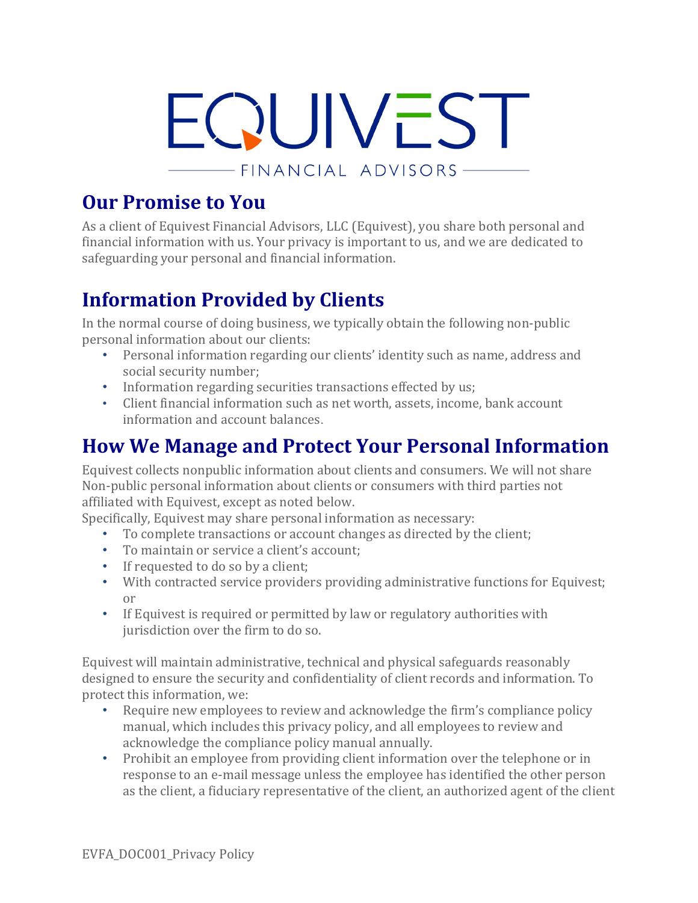# EQUIVEST

FINANCIAL ADVISORS

## Our Promise to You

As a client of Equivest Financial Advisors, LLC (Equivest), you share both personal and financial information with us. Your privacy is important to us, and we are dedicated to safeguarding your personal and financial information.

## Information Provided by Clients

In the normal course of doing business, we typically obtain the following non-public personal information about our clients:

- Personal information regarding our clients' identity such as name, address and social security number;
- Information regarding securities transactions effected by us;
- Client financial information such as net worth, assets, income, bank account information and account balances.

## How We Manage and Protect Your Personal Information

Equivest collects nonpublic information about clients and consumers. We will not share Non-public personal information about clients or consumers with third parties not affiliated with Equivest, except as noted below.

Specifically, Equivest may share personal information as necessary:

- To complete transactions or account changes as directed by the client;
- To maintain or service a client's account;
- If requested to do so by a client;
- With contracted service providers providing administrative functions for Equivest; or
- If Equivest is required or permitted by law or regulatory authorities with jurisdiction over the firm to do so.

Equivest will maintain administrative, technical and physical safeguards reasonably designed to ensure the security and confidentiality of client records and information. To protect this information, we:

- Require new employees to review and acknowledge the firm's compliance policy manual, which includes this privacy policy, and all employees to review and acknowledge the compliance policy manual annually.
- Prohibit an employee from providing client information over the telephone or in response to an e-mail message unless the employee has identified the other person as the client, a fiduciary representative of the client, an authorized agent of the client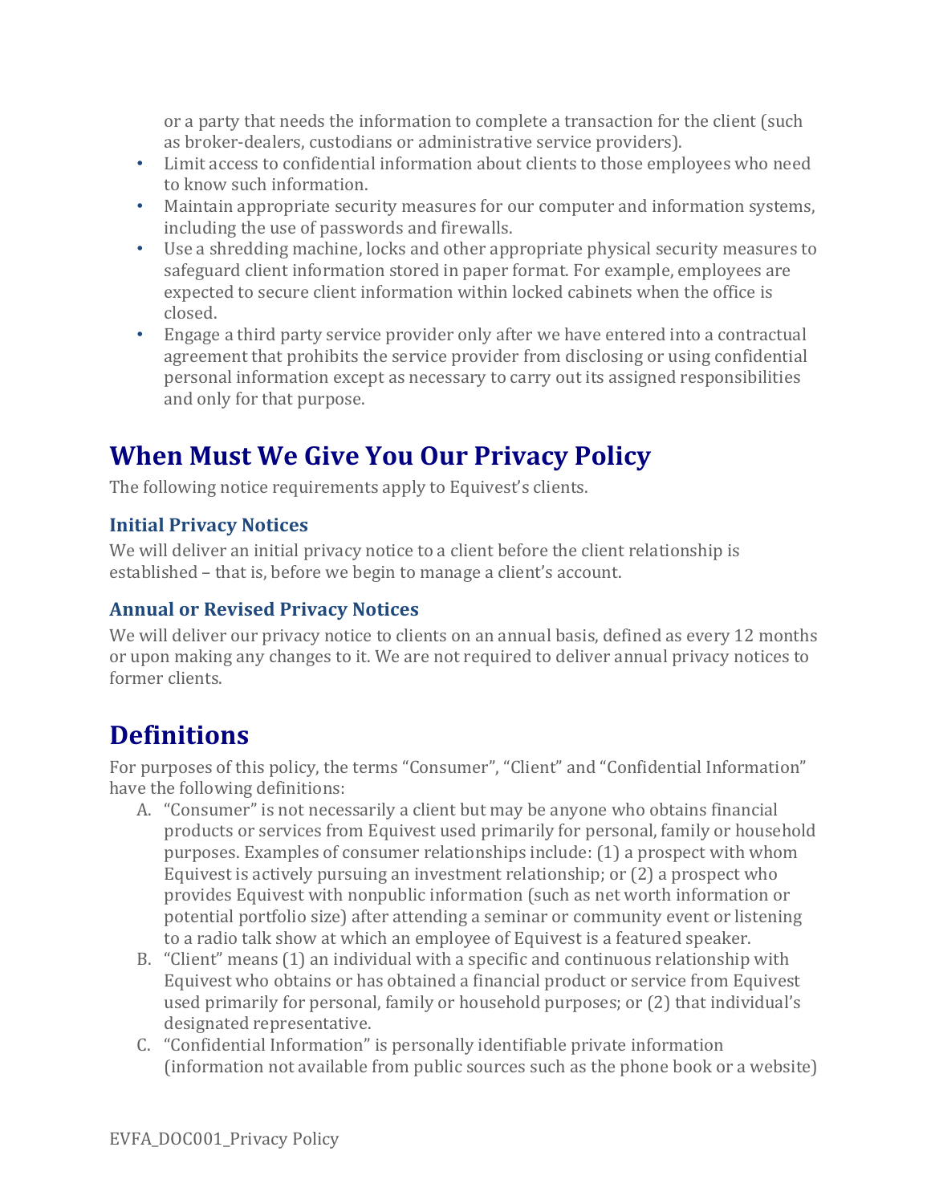or a party that needs the information to complete a transaction for the client (such as broker-dealers, custodians or administrative service providers).

- Limit access to confidential information about clients to those employees who need to know such information.
- Maintain appropriate security measures for our computer and information systems, including the use of passwords and firewalls.
- Use a shredding machine, locks and other appropriate physical security measures to safeguard client information stored in paper format. For example, employees are expected to secure client information within locked cabinets when the office is closed.
- Engage a third party service provider only after we have entered into a contractual agreement that prohibits the service provider from disclosing or using confidential personal information except as necessary to carry out its assigned responsibilities and only for that purpose.

# When Must We Give You Our Privacy Policy

The following notice requirements apply to Equivest's clients.

### Initial Privacy Notices

We will deliver an initial privacy notice to a client before the client relationship is established – that is, before we begin to manage a client's account.

### Annual or Revised Privacy Notices

We will deliver our privacy notice to clients on an annual basis, defined as every 12 months or upon making any changes to it. We are not required to deliver annual privacy notices to former clients.

# Definitions

For purposes of this policy, the terms "Consumer", "Client" and "Confidential Information" have the following definitions:

A. "Consumer" is not necessarily a client but may be anyone who obtains financial products or services from Equivest used primarily for personal, family or household purposes. Examples of consumer relationships include: (1) a prospect with whom Equivest is actively pursuing an investment relationship; or (2) a prospect who provides Equivest with nonpublic information (such as net worth information or potential portfolio size) after attending a seminar or community event or listening to a radio talk show at which an employee of Equivest is a featured speaker.
B. "Client" means (1) an individual with a specific and continuous relationship with Equivest who obtains or has obtained a financial product or service from Equivest used primarily for personal, family or household purposes; or (2) that individual's designated representative.
C. "Confidential Information" is personally identifiable private information (information not available from public sources such as the phone book or a website)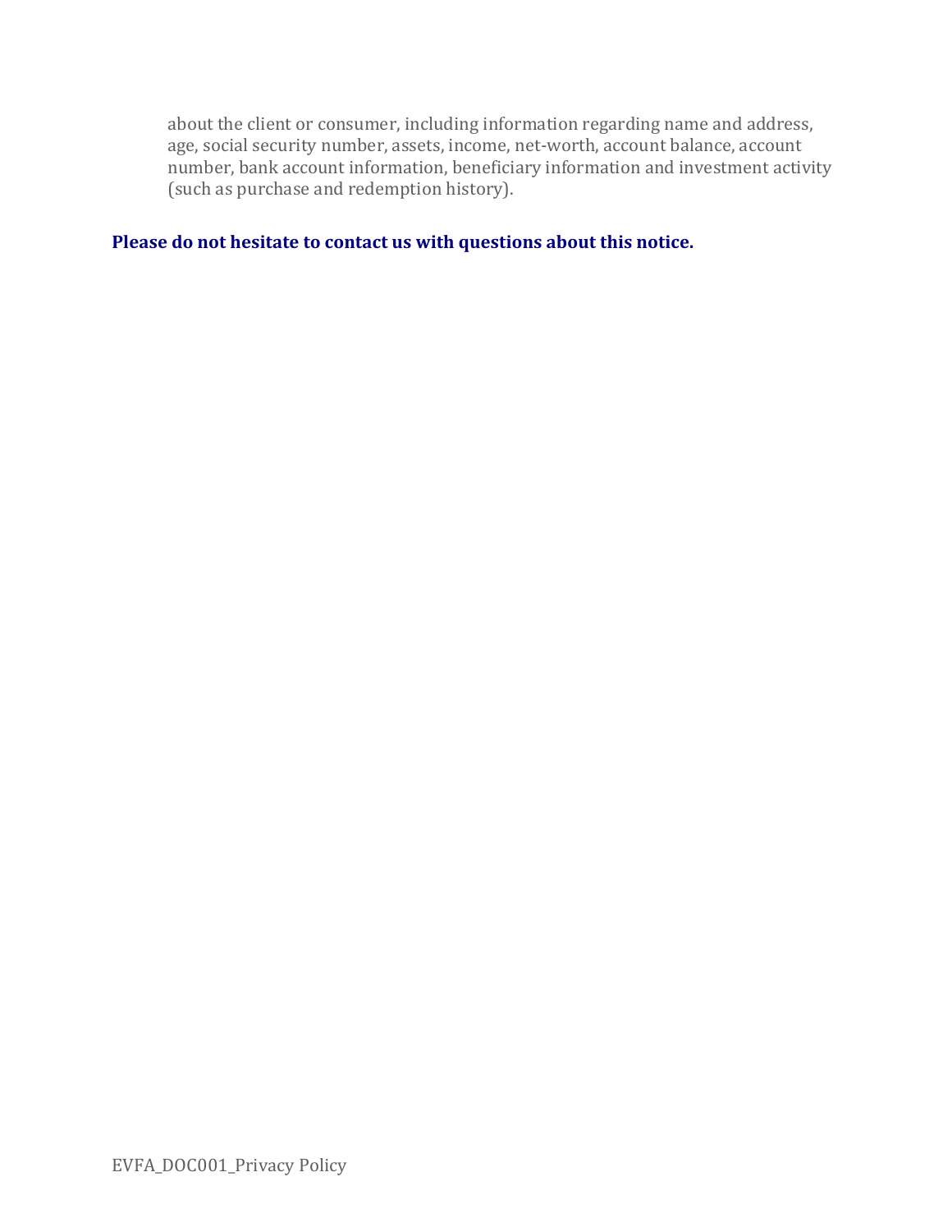about the client or consumer, including information regarding name and address, age, social security number, assets, income, net-worth, account balance, account number, bank account information, beneficiary information and investment activity (such as purchase and redemption history).

**Please do not hesitate to contact us with questions about this notice.**